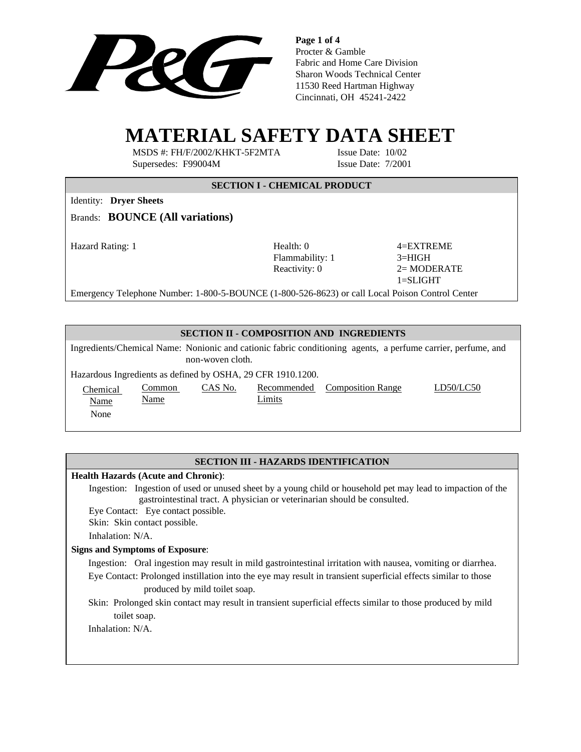Procter & Gamble
Fabric and Home Care Division
Sharon Woods Technical Center
11530 Reed Hartman Highway
Cincinnati, OH 45241-2422

# MATERIAL SAFETY DATA SHEET

MSDS #: FH/F/2002/KHKT-5F2MTA Issue Date: 10/02
Supersedes: F99004M Issue Date: 7/2001

## SECTION I - CHEMICAL PRODUCT

Identity: **Dryer Sheets**

Brands: **BOUNCE (All variations)**

| Hazard Rating: 1 | Health: 0 | 4=EXTREME |
|---|---|---|
| | Flammability: 1 | 3=HIGH |
| | Reactivity: 0 | 2= MODERATE |
| | | 1=SLIGHT |

Emergency Telephone Number: 1-800-5-BOUNCE (1-800-526-8623) or call Local Poison Control Center

## SECTION II - COMPOSITION AND INGREDIENTS

Ingredients/Chemical Name: Nonionic and cationic fabric conditioning agents, a perfume carrier, perfume, and non-woven cloth.

Hazardous Ingredients as defined by OSHA, 29 CFR 1910.1200.

| Chemical Name | Common Name | CAS No. | Recommended Limits | Composition Range | LD50/LC50 |
|---|---|---|---|---|---|
| None | | | | | |

## SECTION III - HAZARDS IDENTIFICATION

**Health Hazards (Acute and Chronic)**:

Ingestion: Ingestion of used or unused sheet by a young child or household pet may lead to impaction of the gastrointestinal tract. A physician or veterinarian should be consulted.

Eye Contact: Eye contact possible.

Skin: Skin contact possible.

Inhalation: N/A.

**Signs and Symptoms of Exposure**:

Ingestion: Oral ingestion may result in mild gastrointestinal irritation with nausea, vomiting or diarrhea.

Eye Contact: Prolonged instillation into the eye may result in transient superficial effects similar to those produced by mild toilet soap.

Skin: Prolonged skin contact may result in transient superficial effects similar to those produced by mild toilet soap.

Inhalation: N/A.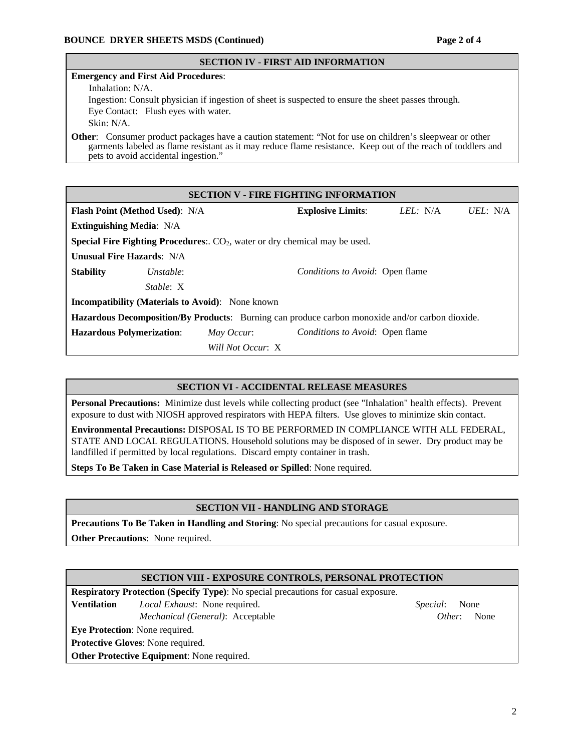## SECTION IV - FIRST AID INFORMATION

**Emergency and First Aid Procedures**:

Inhalation: N/A.

Ingestion: Consult physician if ingestion of sheet is suspected to ensure the sheet passes through.

Eye Contact: Flush eyes with water.

Skin: N/A.

**Other**: Consumer product packages have a caution statement: “Not for use on children’s sleepwear or other garments labeled as flame resistant as it may reduce flame resistance. Keep out of the reach of toddlers and pets to avoid accidental ingestion.”

## SECTION V - FIRE FIGHTING INFORMATION

**Flash Point (Method Used)**: N/A

**Explosive Limits**: *LEL:* N/A *UEL*: N/A

**Extinguishing Media**: N/A

**Special Fire Fighting Procedures**:. $CO_2$, water or dry chemical may be used.

**Unusual Fire Hazards**: N/A

**Stability** *Unstable*: *Stable*: X *Conditions to Avoid*: Open flame

**Incompatibility (Materials to Avoid)**: None known

**Hazardous Decomposition/By Products**: Burning can produce carbon monoxide and/or carbon dioxide.

**Hazardous Polymerization**: *May Occur*: *Will Not Occur*: X *Conditions to Avoid*: Open flame

## SECTION VI - ACCIDENTAL RELEASE MEASURES

**Personal Precautions:** Minimize dust levels while collecting product (see "Inhalation" health effects). Prevent exposure to dust with NIOSH approved respirators with HEPA filters. Use gloves to minimize skin contact.

**Environmental Precautions:** DISPOSAL IS TO BE PERFORMED IN COMPLIANCE WITH ALL FEDERAL, STATE AND LOCAL REGULATIONS. Household solutions may be disposed of in sewer. Dry product may be landfilled if permitted by local regulations. Discard empty container in trash.

**Steps To Be Taken in Case Material is Released or Spilled**: None required.

## SECTION VII - HANDLING AND STORAGE

**Precautions To Be Taken in Handling and Storing**: No special precautions for casual exposure.

**Other Precautions**: None required.

## SECTION VIII - EXPOSURE CONTROLS, PERSONAL PROTECTION

**Respiratory Protection (Specify Type)**: No special precautions for casual exposure.

**Ventilation** *Local Exhaust*: None required. *Special*: None

*Mechanical (General)*: Acceptable *Other*: None

**Eye Protection**: None required.

**Protective Gloves**: None required.

**Other Protective Equipment**: None required.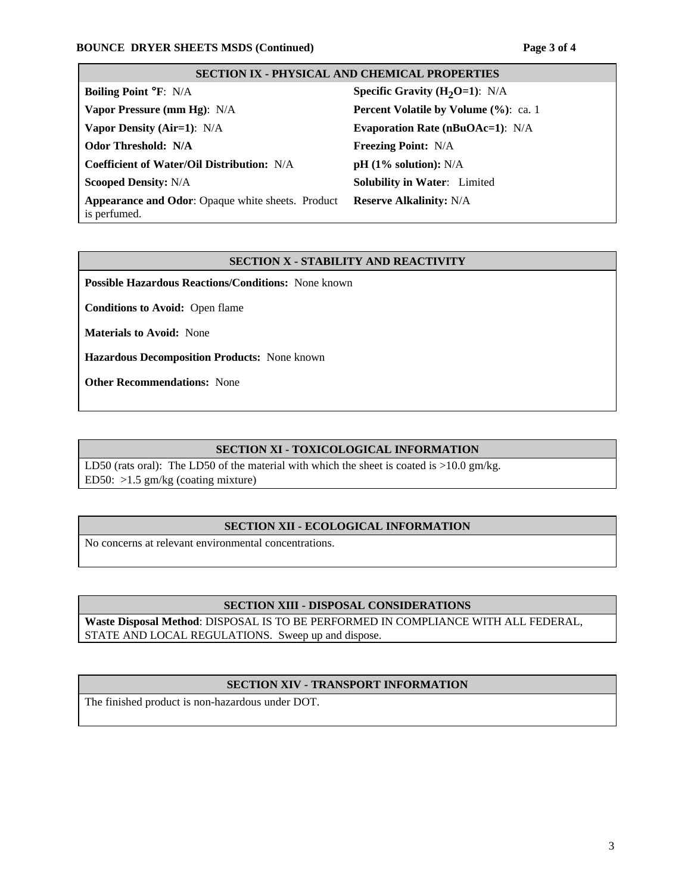## SECTION IX - PHYSICAL AND CHEMICAL PROPERTIES

| | |
|---|---|
| **Boiling Point °F**: N/A | **Specific Gravity ($H_2O$=1)**: N/A |
| **Vapor Pressure (mm Hg)**: N/A | **Percent Volatile by Volume (%)**: ca. 1 |
| **Vapor Density (Air=1)**: N/A | **Evaporation Rate (nBuOAc=1)**: N/A |
| **Odor Threshold: N/A** | **Freezing Point:** N/A |
| **Coefficient of Water/Oil Distribution:** N/A | **pH (1% solution):** N/A |
| **Scooped Density:** N/A | **Solubility in Water**: Limited |
| **Appearance and Odor**: Opaque white sheets. Product is perfumed. | **Reserve Alkalinity:** N/A |

## SECTION X - STABILITY AND REACTIVITY

**Possible Hazardous Reactions/Conditions:** None known

**Conditions to Avoid:** Open flame

**Materials to Avoid:** None

**Hazardous Decomposition Products:** None known

**Other Recommendations:** None

## SECTION XI - TOXICOLOGICAL INFORMATION

LD50 (rats oral): The LD50 of the material with which the sheet is coated is >10.0 gm/kg.
ED50: >1.5 gm/kg (coating mixture)

## SECTION XII - ECOLOGICAL INFORMATION

No concerns at relevant environmental concentrations.

## SECTION XIII - DISPOSAL CONSIDERATIONS

**Waste Disposal Method**: DISPOSAL IS TO BE PERFORMED IN COMPLIANCE WITH ALL FEDERAL, STATE AND LOCAL REGULATIONS. Sweep up and dispose.

## SECTION XIV - TRANSPORT INFORMATION

The finished product is non-hazardous under DOT.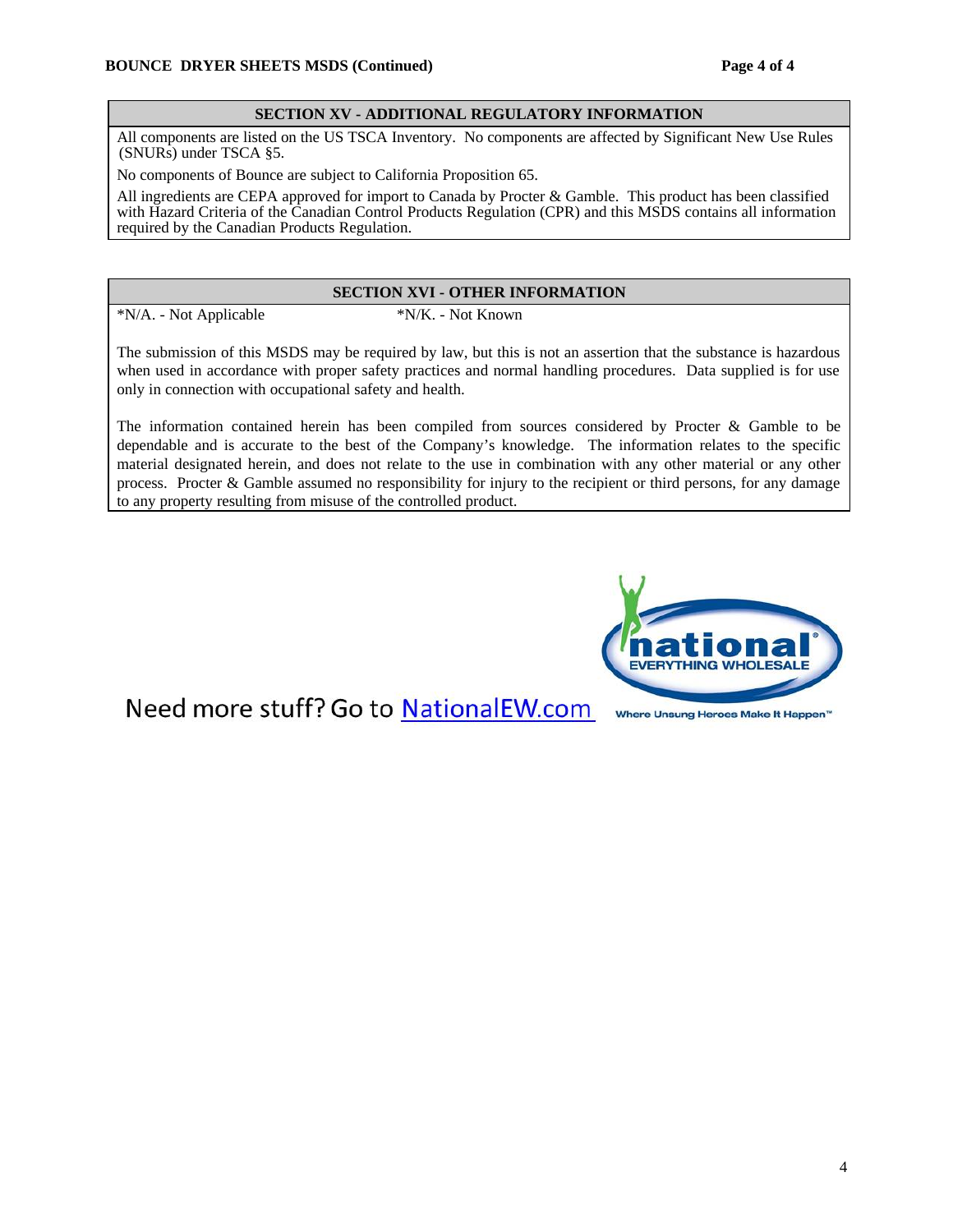## SECTION XV - ADDITIONAL REGULATORY INFORMATION

All components are listed on the US TSCA Inventory. No components are affected by Significant New Use Rules (SNURs) under TSCA §5.

No components of Bounce are subject to California Proposition 65.

All ingredients are CEPA approved for import to Canada by Procter & Gamble. This product has been classified with Hazard Criteria of the Canadian Control Products Regulation (CPR) and this MSDS contains all information required by the Canadian Products Regulation.

## SECTION XVI - OTHER INFORMATION

*N/A. - Not Applicable    *N/K. - Not Known

The submission of this MSDS may be required by law, but this is not an assertion that the substance is hazardous when used in accordance with proper safety practices and normal handling procedures. Data supplied is for use only in connection with occupational safety and health.

The information contained herein has been compiled from sources considered by Procter & Gamble to be dependable and is accurate to the best of the Company's knowledge. The information relates to the specific material designated herein, and does not relate to the use in combination with any other material or any other process. Procter & Gamble assumed no responsibility for injury to the recipient or third persons, for any damage to any property resulting from misuse of the controlled product.

Need more stuff? Go to NationalEW.com

national® EVERYTHING WHOLESALE

Where Unsung Heroes Make It Happen™